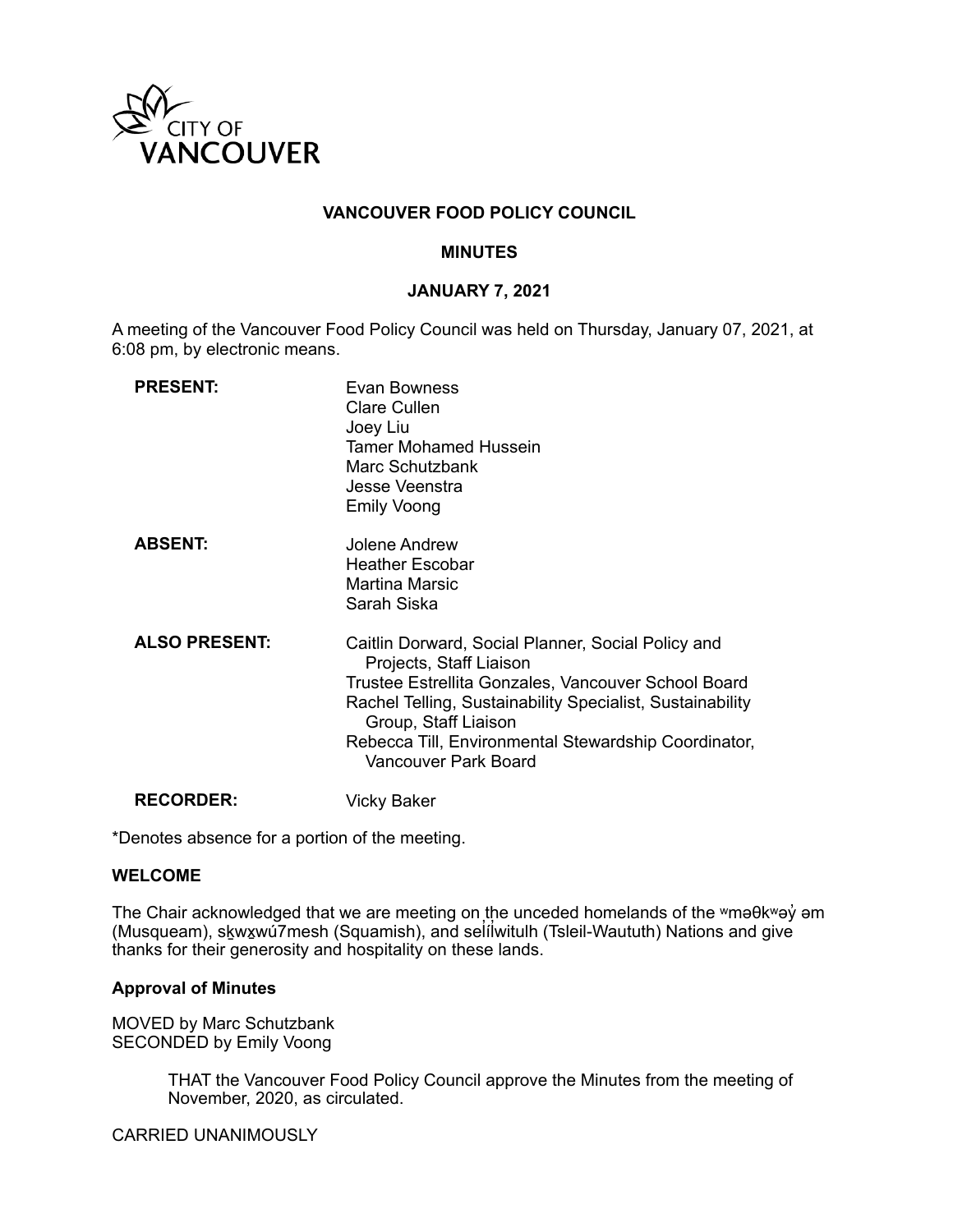CITY OF VANCOUVER

# VANCOUVER FOOD POLICY COUNCIL

## MINUTES

### JANUARY 7, 2021

A meeting of the Vancouver Food Policy Council was held on Thursday, January 07, 2021, at 6:08 pm, by electronic means.

| | |
|---|---|
| **PRESENT:** | Evan Bowness<br>Clare Cullen<br>Joey Liu<br>Tamer Mohamed Hussein<br>Marc Schutzbank<br>Jesse Veenstra<br>Emily Voong |
| **ABSENT:** | Jolene Andrew<br>Heather Escobar<br>Martina Marsic<br>Sarah Siska |
| **ALSO PRESENT:** | Caitlin Dorward, Social Planner, Social Policy and Projects, Staff Liaison<br>Trustee Estrellita Gonzales, Vancouver School Board<br>Rachel Telling, Sustainability Specialist, Sustainability Group, Staff Liaison<br>Rebecca Till, Environmental Stewardship Coordinator, Vancouver Park Board |
| **RECORDER:** | Vicky Baker |

*Denotes absence for a portion of the meeting.

**WELCOME**

The Chair acknowledged that we are meeting on the unceded homelands of the ʷməθkʷəy̓ əm (Musqueam), sḵwx̱wú7mesh (Squamish), and səlí̓lwitulh (Tsleil-Waututh) Nations and give thanks for their generosity and hospitality on these lands.

**Approval of Minutes**

MOVED by Marc Schutzbank
SECONDED by Emily Voong

> THAT the Vancouver Food Policy Council approve the Minutes from the meeting of November, 2020, as circulated.

CARRIED UNANIMOUSLY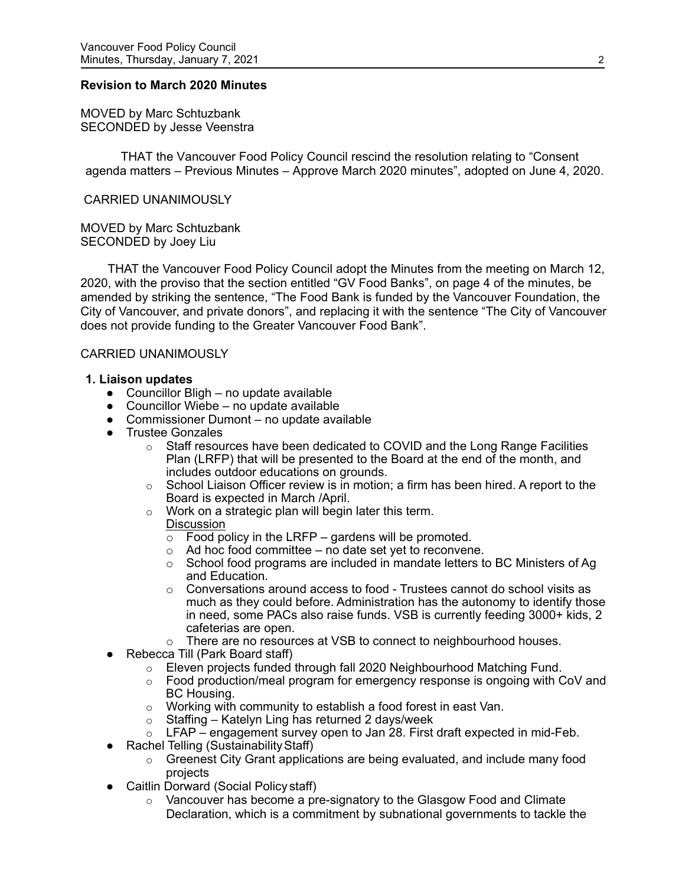**Revision to March 2020 Minutes**

MOVED by Marc Schtuzbank
SECONDED by Jesse Veenstra

THAT the Vancouver Food Policy Council rescind the resolution relating to "Consent agenda matters – Previous Minutes – Approve March 2020 minutes", adopted on June 4, 2020.

CARRIED UNANIMOUSLY

MOVED by Marc Schtuzbank
SECONDED by Joey Liu

THAT the Vancouver Food Policy Council adopt the Minutes from the meeting on March 12, 2020, with the proviso that the section entitled "GV Food Banks", on page 4 of the minutes, be amended by striking the sentence, "The Food Bank is funded by the Vancouver Foundation, the City of Vancouver, and private donors", and replacing it with the sentence "The City of Vancouver does not provide funding to the Greater Vancouver Food Bank".

CARRIED UNANIMOUSLY

**1. Liaison updates**

- Councillor Bligh – no update available
- Councillor Wiebe – no update available
- Commissioner Dumont – no update available
- Trustee Gonzales
  - Staff resources have been dedicated to COVID and the Long Range Facilities Plan (LRFP) that will be presented to the Board at the end of the month, and includes outdoor educations on grounds.
  - School Liaison Officer review is in motion; a firm has been hired. A report to the Board is expected in March /April.
  - Work on a strategic plan will begin later this term.

    Discussion
  - Food policy in the LRFP – gardens will be promoted.
  - Ad hoc food committee – no date set yet to reconvene.
  - School food programs are included in mandate letters to BC Ministers of Ag and Education.
  - Conversations around access to food - Trustees cannot do school visits as much as they could before. Administration has the autonomy to identify those in need, some PACs also raise funds. VSB is currently feeding 3000+ kids, 2 cafeterias are open.
  - There are no resources at VSB to connect to neighbourhood houses.
- Rebecca Till (Park Board staff)
  - Eleven projects funded through fall 2020 Neighbourhood Matching Fund.
  - Food production/meal program for emergency response is ongoing with CoV and BC Housing.
  - Working with community to establish a food forest in east Van.
  - Staffing – Katelyn Ling has returned 2 days/week
  - LFAP – engagement survey open to Jan 28. First draft expected in mid-Feb.
- Rachel Telling (Sustainability Staff)
  - Greenest City Grant applications are being evaluated, and include many food projects
- Caitlin Dorward (Social Policy staff)
  - Vancouver has become a pre-signatory to the Glasgow Food and Climate Declaration, which is a commitment by subnational governments to tackle the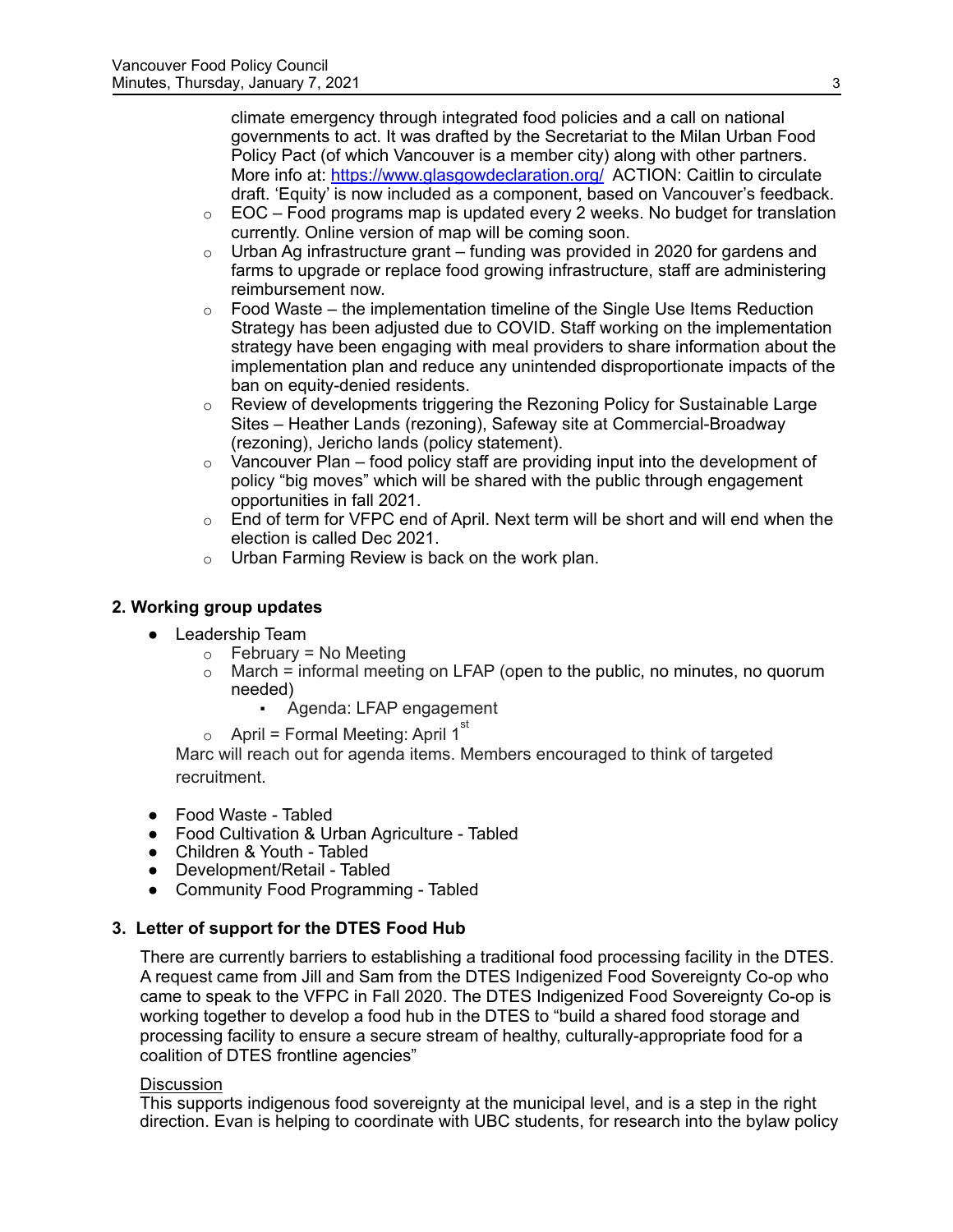climate emergency through integrated food policies and a call on national governments to act. It was drafted by the Secretariat to the Milan Urban Food Policy Pact (of which Vancouver is a member city) along with other partners. More info at: https://www.glasgowdeclaration.org/ ACTION: Caitlin to circulate draft. 'Equity' is now included as a component, based on Vancouver's feedback.

  - EOC – Food programs map is updated every 2 weeks. No budget for translation currently. Online version of map will be coming soon.
  - Urban Ag infrastructure grant – funding was provided in 2020 for gardens and farms to upgrade or replace food growing infrastructure, staff are administering reimbursement now.
  - Food Waste – the implementation timeline of the Single Use Items Reduction Strategy has been adjusted due to COVID. Staff working on the implementation strategy have been engaging with meal providers to share information about the implementation plan and reduce any unintended disproportionate impacts of the ban on equity-denied residents.
  - Review of developments triggering the Rezoning Policy for Sustainable Large Sites – Heather Lands (rezoning), Safeway site at Commercial-Broadway (rezoning), Jericho lands (policy statement).
  - Vancouver Plan – food policy staff are providing input into the development of policy "big moves" which will be shared with the public through engagement opportunities in fall 2021.
  - End of term for VFPC end of April. Next term will be short and will end when the election is called Dec 2021.
  - Urban Farming Review is back on the work plan.

## 2. Working group updates

- Leadership Team
  - February = No Meeting
  - March = informal meeting on LFAP (open to the public, no minutes, no quorum needed)
    - Agenda: LFAP engagement
  - April = Formal Meeting: April 1st

  Marc will reach out for agenda items. Members encouraged to think of targeted recruitment.

- Food Waste - Tabled
- Food Cultivation & Urban Agriculture - Tabled
- Children & Youth - Tabled
- Development/Retail - Tabled
- Community Food Programming - Tabled

## 3. Letter of support for the DTES Food Hub

There are currently barriers to establishing a traditional food processing facility in the DTES. A request came from Jill and Sam from the DTES Indigenized Food Sovereignty Co-op who came to speak to the VFPC in Fall 2020. The DTES Indigenized Food Sovereignty Co-op is working together to develop a food hub in the DTES to "build a shared food storage and processing facility to ensure a secure stream of healthy, culturally-appropriate food for a coalition of DTES frontline agencies"

Discussion

This supports indigenous food sovereignty at the municipal level, and is a step in the right direction. Evan is helping to coordinate with UBC students, for research into the bylaw policy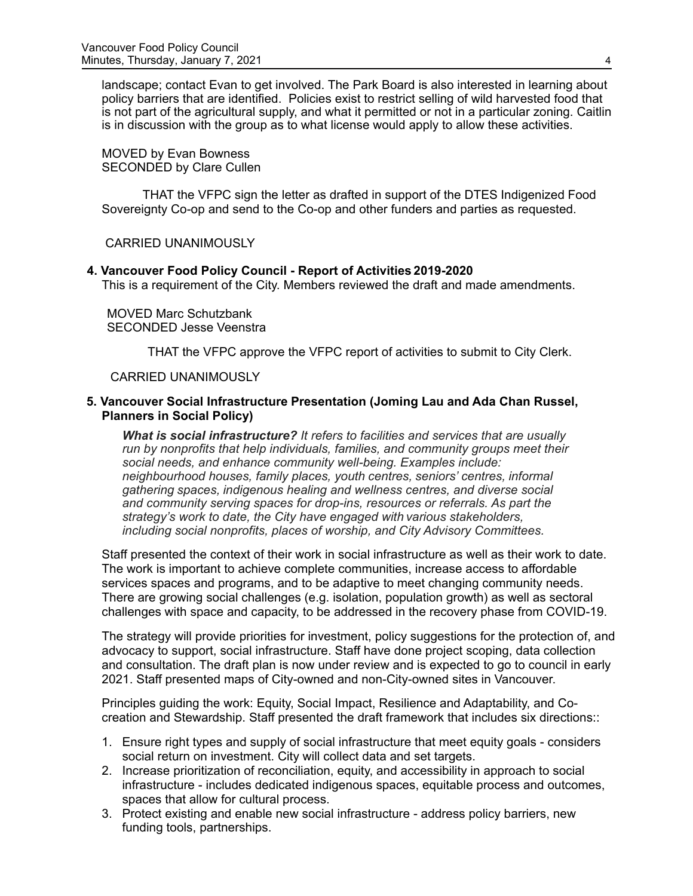landscape; contact Evan to get involved. The Park Board is also interested in learning about policy barriers that are identified. Policies exist to restrict selling of wild harvested food that is not part of the agricultural supply, and what it permitted or not in a particular zoning. Caitlin is in discussion with the group as to what license would apply to allow these activities.

MOVED by Evan Bowness
SECONDED by Clare Cullen

THAT the VFPC sign the letter as drafted in support of the DTES Indigenized Food Sovereignty Co-op and send to the Co-op and other funders and parties as requested.

CARRIED UNANIMOUSLY

**4. Vancouver Food Policy Council - Report of Activities 2019-2020**

This is a requirement of the City. Members reviewed the draft and made amendments.

MOVED Marc Schutzbank
SECONDED Jesse Veenstra

THAT the VFPC approve the VFPC report of activities to submit to City Clerk.

CARRIED UNANIMOUSLY

**5. Vancouver Social Infrastructure Presentation (Joming Lau and Ada Chan Russel, Planners in Social Policy)**

***What is social infrastructure?*** *It refers to facilities and services that are usually run by nonprofits that help individuals, families, and community groups meet their social needs, and enhance community well-being. Examples include: neighbourhood houses, family places, youth centres, seniors' centres, informal gathering spaces, indigenous healing and wellness centres, and diverse social and community serving spaces for drop-ins, resources or referrals. As part the strategy's work to date, the City have engaged with various stakeholders, including social nonprofits, places of worship, and City Advisory Committees.*

Staff presented the context of their work in social infrastructure as well as their work to date. The work is important to achieve complete communities, increase access to affordable services spaces and programs, and to be adaptive to meet changing community needs. There are growing social challenges (e.g. isolation, population growth) as well as sectoral challenges with space and capacity, to be addressed in the recovery phase from COVID-19.

The strategy will provide priorities for investment, policy suggestions for the protection of, and advocacy to support, social infrastructure. Staff have done project scoping, data collection and consultation. The draft plan is now under review and is expected to go to council in early 2021. Staff presented maps of City-owned and non-City-owned sites in Vancouver.

Principles guiding the work: Equity, Social Impact, Resilience and Adaptability, and Co-creation and Stewardship. Staff presented the draft framework that includes six directions::

1. Ensure right types and supply of social infrastructure that meet equity goals - considers social return on investment. City will collect data and set targets.
2. Increase prioritization of reconciliation, equity, and accessibility in approach to social infrastructure - includes dedicated indigenous spaces, equitable process and outcomes, spaces that allow for cultural process.
3. Protect existing and enable new social infrastructure - address policy barriers, new funding tools, partnerships.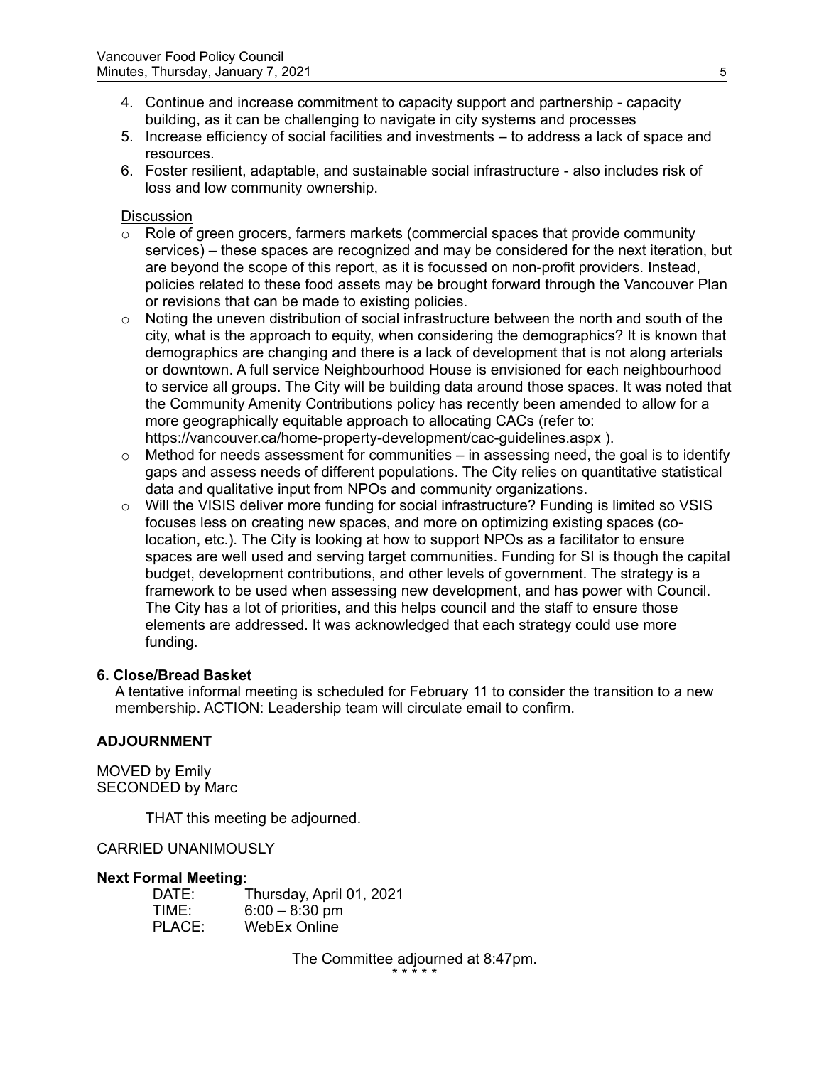4. Continue and increase commitment to capacity support and partnership - capacity building, as it can be challenging to navigate in city systems and processes
5. Increase efficiency of social facilities and investments – to address a lack of space and resources.
6. Foster resilient, adaptable, and sustainable social infrastructure - also includes risk of loss and low community ownership.

Discussion

- Role of green grocers, farmers markets (commercial spaces that provide community services) – these spaces are recognized and may be considered for the next iteration, but are beyond the scope of this report, as it is focussed on non-profit providers. Instead, policies related to these food assets may be brought forward through the Vancouver Plan or revisions that can be made to existing policies.
- Noting the uneven distribution of social infrastructure between the north and south of the city, what is the approach to equity, when considering the demographics? It is known that demographics are changing and there is a lack of development that is not along arterials or downtown. A full service Neighbourhood House is envisioned for each neighbourhood to service all groups. The City will be building data around those spaces. It was noted that the Community Amenity Contributions policy has recently been amended to allow for a more geographically equitable approach to allocating CACs (refer to: https://vancouver.ca/home-property-development/cac-guidelines.aspx ).
- Method for needs assessment for communities – in assessing need, the goal is to identify gaps and assess needs of different populations. The City relies on quantitative statistical data and qualitative input from NPOs and community organizations.
- Will the VISIS deliver more funding for social infrastructure? Funding is limited so VSIS focuses less on creating new spaces, and more on optimizing existing spaces (co-location, etc.). The City is looking at how to support NPOs as a facilitator to ensure spaces are well used and serving target communities. Funding for SI is though the capital budget, development contributions, and other levels of government. The strategy is a framework to be used when assessing new development, and has power with Council. The City has a lot of priorities, and this helps council and the staff to ensure those elements are addressed. It was acknowledged that each strategy could use more funding.

**6. Close/Bread Basket**

A tentative informal meeting is scheduled for February 11 to consider the transition to a new membership. ACTION: Leadership team will circulate email to confirm.

**ADJOURNMENT**

MOVED by Emily
SECONDED by Marc

THAT this meeting be adjourned.

CARRIED UNANIMOUSLY

**Next Formal Meeting:**

DATE: Thursday, April 01, 2021
TIME: 6:00 – 8:30 pm
PLACE: WebEx Online

The Committee adjourned at 8:47pm.

* * * * *